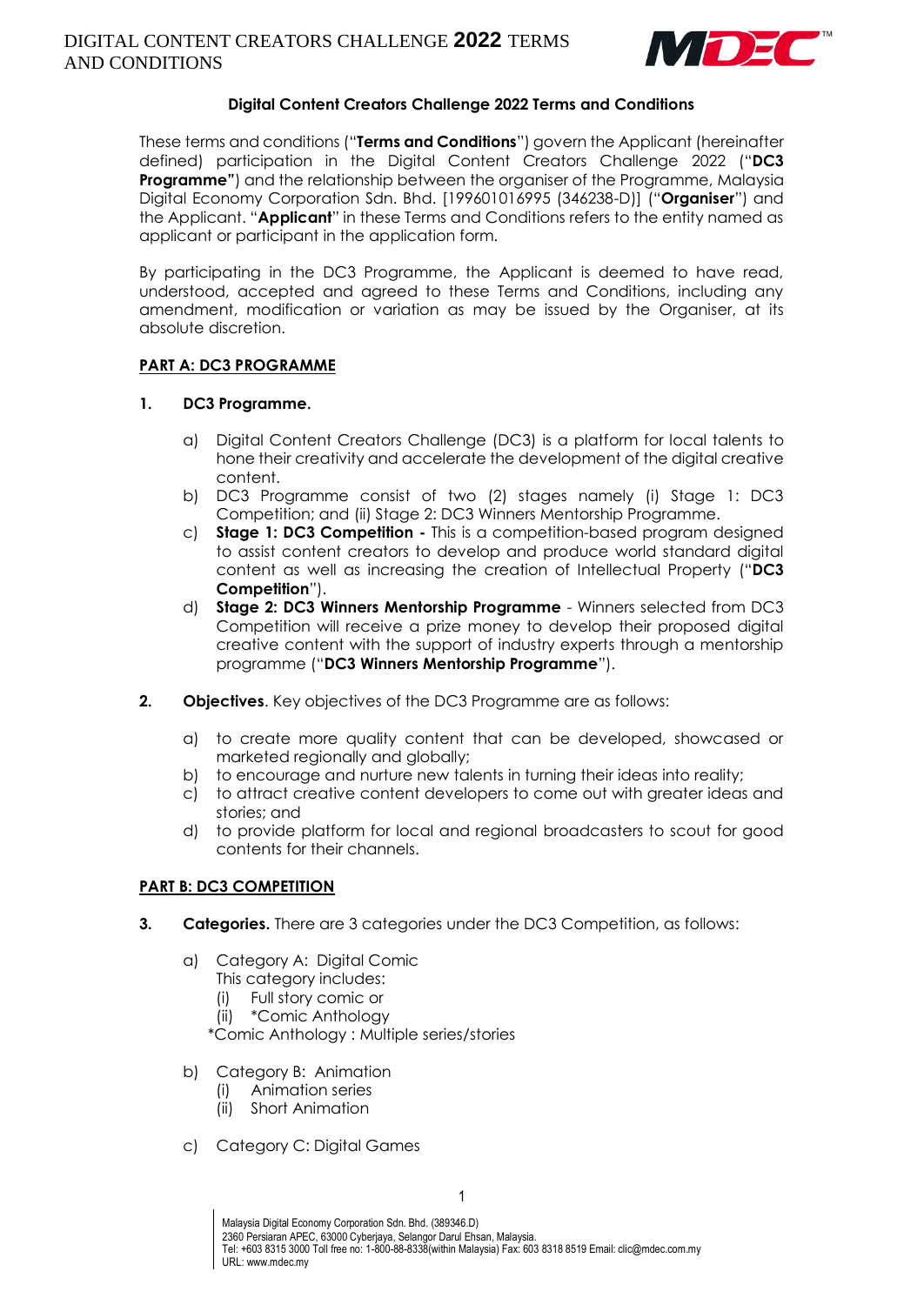## Digital Content Creators Challenge 2022 Terms and Conditions

These terms and conditions ("**Terms and Conditions**") govern the Applicant (hereinafter defined) participation in the Digital Content Creators Challenge 2022 ("**DC3 Programme**") and the relationship between the organiser of the Programme, Malaysia Digital Economy Corporation Sdn. Bhd. [199601016995 (346238-D)] ("**Organiser**") and the Applicant. "**Applicant**" in these Terms and Conditions refers to the entity named as applicant or participant in the application form.

By participating in the DC3 Programme, the Applicant is deemed to have read, understood, accepted and agreed to these Terms and Conditions, including any amendment, modification or variation as may be issued by the Organiser, at its absolute discretion.

### PART A: DC3 PROGRAMME

**1. DC3 Programme.**

a) Digital Content Creators Challenge (DC3) is a platform for local talents to hone their creativity and accelerate the development of the digital creative content.

b) DC3 Programme consist of two (2) stages namely (i) Stage 1: DC3 Competition; and (ii) Stage 2: DC3 Winners Mentorship Programme.

c) **Stage 1: DC3 Competition -** This is a competition-based program designed to assist content creators to develop and produce world standard digital content as well as increasing the creation of Intellectual Property ("**DC3 Competition**").

d) **Stage 2: DC3 Winners Mentorship Programme** - Winners selected from DC3 Competition will receive a prize money to develop their proposed digital creative content with the support of industry experts through a mentorship programme ("**DC3 Winners Mentorship Programme**").

**2. Objectives**. Key objectives of the DC3 Programme are as follows:

a) to create more quality content that can be developed, showcased or marketed regionally and globally;

b) to encourage and nurture new talents in turning their ideas into reality;

c) to attract creative content developers to come out with greater ideas and stories; and

d) to provide platform for local and regional broadcasters to scout for good contents for their channels.

### PART B: DC3 COMPETITION

**3. Categories.** There are 3 categories under the DC3 Competition, as follows:

a) Category A: Digital Comic
This category includes:
   (i) Full story comic or
   (ii) *Comic Anthology
   *Comic Anthology : Multiple series/stories

b) Category B: Animation
   (i) Animation series
   (ii) Short Animation

c) Category C: Digital Games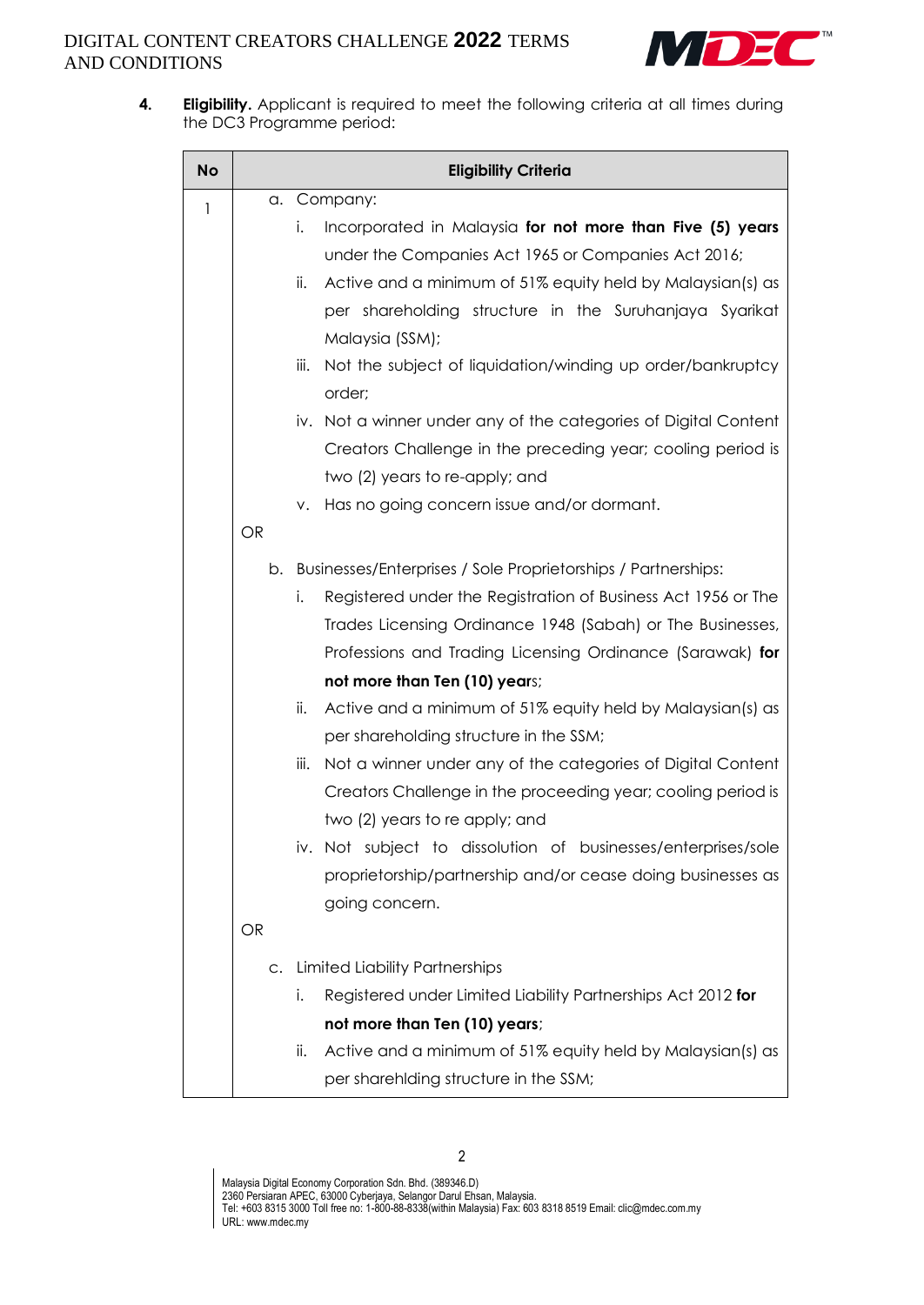4. **Eligibility.** Applicant is required to meet the following criteria at all times during the DC3 Programme period:

| No | Eligibility Criteria |
|---|---|
| 1 | a. Company:<br>i. Incorporated in Malaysia **for not more than Five (5) years** under the Companies Act 1965 or Companies Act 2016;<br>ii. Active and a minimum of 51% equity held by Malaysian(s) as per shareholding structure in the Suruhanjaya Syarikat Malaysia (SSM);<br>iii. Not the subject of liquidation/winding up order/bankruptcy order;<br>iv. Not a winner under any of the categories of Digital Content Creators Challenge in the preceding year; cooling period is two (2) years to re-apply; and<br>v. Has no going concern issue and/or dormant.<br>OR<br>b. Businesses/Enterprises / Sole Proprietorships / Partnerships:<br>i. Registered under the Registration of Business Act 1956 or The Trades Licensing Ordinance 1948 (Sabah) or The Businesses, Professions and Trading Licensing Ordinance (Sarawak) **for not more than Ten (10) years**;<br>ii. Active and a minimum of 51% equity held by Malaysian(s) as per shareholding structure in the SSM;<br>iii. Not a winner under any of the categories of Digital Content Creators Challenge in the proceeding year; cooling period is two (2) years to re apply; and<br>iv. Not subject to dissolution of businesses/enterprises/sole proprietorship/partnership and/or cease doing businesses as going concern.<br>OR<br>c. Limited Liability Partnerships<br>i. Registered under Limited Liability Partnerships Act 2012 **for not more than Ten (10) years**;<br>ii. Active and a minimum of 51% equity held by Malaysian(s) as per sharehlding structure in the SSM; |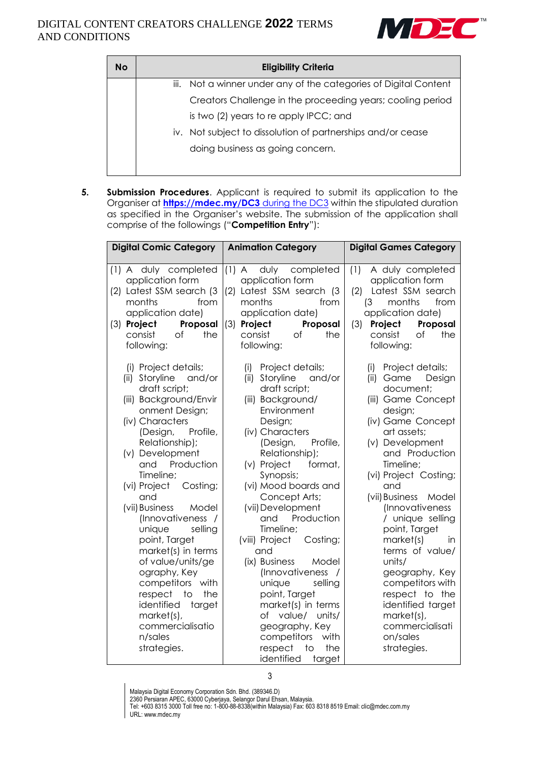| No | Eligibility Criteria |
|---|---|
| | iii. Not a winner under any of the categories of Digital Content Creators Challenge in the proceeding years; cooling period is two (2) years to re apply IPCC; and<br>iv. Not subject to dissolution of partnerships and/or cease doing business as going concern. |

5. **Submission Procedures**. Applicant is required to submit its application to the Organiser at **https://mdec.my/DC3** during the DC3 within the stipulated duration as specified in the Organiser's website. The submission of the application shall comprise of the followings ("**Competition Entry**"):

| Digital Comic Category | Animation Category | Digital Games Category |
|---|---|---|
| (1) A duly completed application form<br>(2) Latest SSM search (3 months from application date)<br>(3) **Project Proposal** consist of the following:<br><br>(i) Project details;<br>(ii) Storyline and/or draft script;<br>(iii) Background/Environment Design;<br>(iv) Characters (Design, Profile, Relationship);<br>(v) Development and Production Timeline;<br>(vi) Project Costing; and<br>(vii) Business Model (Innovativeness / unique selling point, Target market(s) in terms of value/units/geography, Key competitors with respect to the identified target market(s), commercialisation/sales strategies. | (1) A duly completed application form<br>(2) Latest SSM search (3 months from application date)<br>(3) **Project Proposal** consist of the following:<br><br>(i) Project details;<br>(ii) Storyline and/or draft script;<br>(iii) Background/ Environment Design;<br>(iv) Characters (Design, Profile, Relationship);<br>(v) Project format, Synopsis;<br>(vi) Mood boards and Concept Arts;<br>(vii) Development and Production Timeline;<br>(viii) Project Costing; and<br>(ix) Business Model (Innovativeness / unique selling point, Target market(s) in terms of value/ units/ geography, Key competitors with respect to the identified target | (1) A duly completed application form<br>(2) Latest SSM search (3 months from application date)<br>(3) **Project Proposal** consist of the following:<br><br>(i) Project details;<br>(ii) Game Design document;<br>(iii) Game Concept design;<br>(iv) Game Concept art assets;<br>(v) Development and Production Timeline;<br>(vi) Project Costing; and<br>(vii) Business Model (Innovativeness / unique selling point, Target market(s) in terms of value/ units/ geography, Key competitors with respect to the identified target market(s), commercialisation/sales strategies. |

Malaysia Digital Economy Corporation Sdn. Bhd. (389346.D)
2360 Persiaran APEC, 63000 Cyberjaya, Selangor Darul Ehsan, Malaysia.
Tel: +603 8315 3000 Toll free no: 1-800-88-8338(within Malaysia) Fax: 603 8318 8519 Email: clic@mdec.com.my
URL: www.mdec.my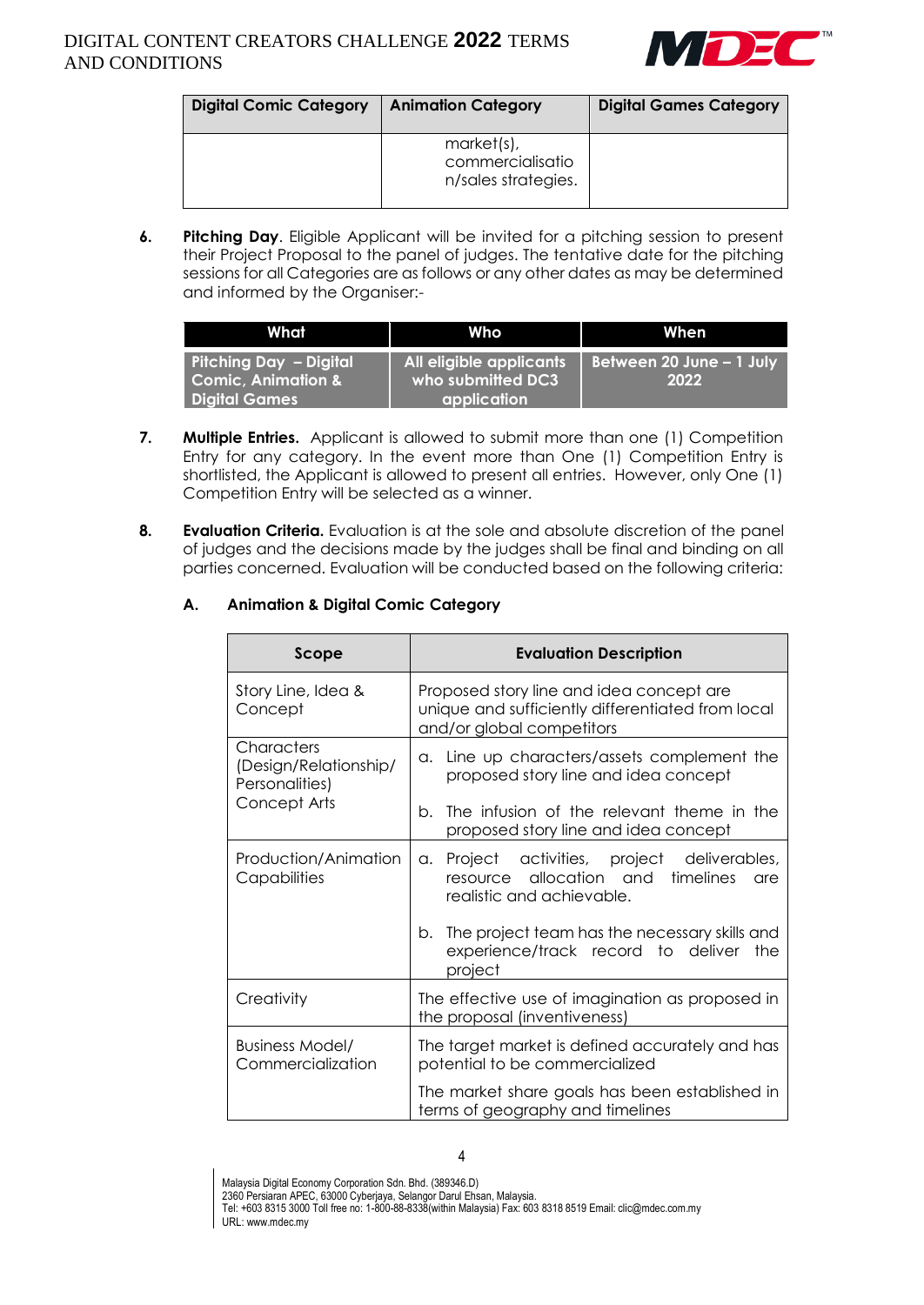| Digital Comic Category | Animation Category | Digital Games Category |
|---|---|---|
| | market(s), commercialisation/sales strategies. | |

6. **Pitching Day**. Eligible Applicant will be invited for a pitching session to present their Project Proposal to the panel of judges. The tentative date for the pitching sessions for all Categories are as follows or any other dates as may be determined and informed by the Organiser:-

| What | Who | When |
|---|---|---|
| **Pitching Day – Digital Comic, Animation & Digital Games** | **All eligible applicants who submitted DC3 application** | **Between 20 June – 1 July 2022** |

7. **Multiple Entries.** Applicant is allowed to submit more than one (1) Competition Entry for any category. In the event more than One (1) Competition Entry is shortlisted, the Applicant is allowed to present all entries. However, only One (1) Competition Entry will be selected as a winner.

8. **Evaluation Criteria.** Evaluation is at the sole and absolute discretion of the panel of judges and the decisions made by the judges shall be final and binding on all parties concerned. Evaluation will be conducted based on the following criteria:

### A. Animation & Digital Comic Category

| Scope | Evaluation Description |
|---|---|
| Story Line, Idea & Concept | Proposed story line and idea concept are unique and sufficiently differentiated from local and/or global competitors |
| Characters (Design/Relationship/ Personalities) Concept Arts | a. Line up characters/assets complement the proposed story line and idea concept<br>b. The infusion of the relevant theme in the proposed story line and idea concept |
| Production/Animation Capabilities | a. Project activities, project deliverables, resource allocation and timelines are realistic and achievable.<br>b. The project team has the necessary skills and experience/track record to deliver the project |
| Creativity | The effective use of imagination as proposed in the proposal (inventiveness) |
| Business Model/ Commercialization | The target market is defined accurately and has potential to be commercialized<br>The market share goals has been established in terms of geography and timelines |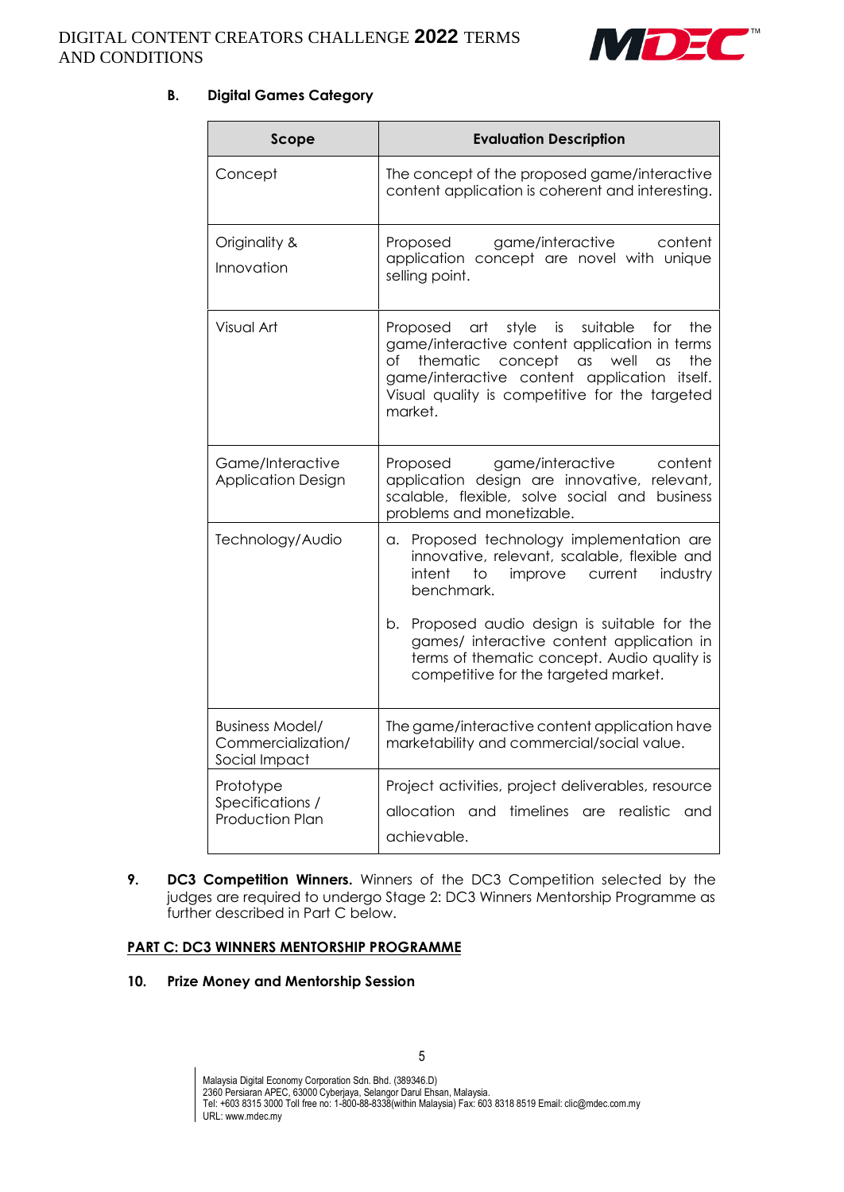**B. Digital Games Category**

| Scope | Evaluation Description |
|---|---|
| Concept | The concept of the proposed game/interactive content application is coherent and interesting. |
| Originality & Innovation | Proposed game/interactive content application concept are novel with unique selling point. |
| Visual Art | Proposed art style is suitable for the game/interactive content application in terms of thematic concept as well as the game/interactive content application itself. Visual quality is competitive for the targeted market. |
| Game/Interactive Application Design | Proposed game/interactive content application design are innovative, relevant, scalable, flexible, solve social and business problems and monetizable. |
| Technology/Audio | a. Proposed technology implementation are innovative, relevant, scalable, flexible and intent to improve current industry benchmark.<br><br>b. Proposed audio design is suitable for the games/ interactive content application in terms of thematic concept. Audio quality is competitive for the targeted market. |
| Business Model/ Commercialization/ Social Impact | The game/interactive content application have marketability and commercial/social value. |
| Prototype Specifications / Production Plan | Project activities, project deliverables, resource allocation and timelines are realistic and achievable. |

**9. DC3 Competition Winners.** Winners of the DC3 Competition selected by the judges are required to undergo Stage 2: DC3 Winners Mentorship Programme as further described in Part C below.

**PART C: DC3 WINNERS MENTORSHIP PROGRAMME**

**10. Prize Money and Mentorship Session**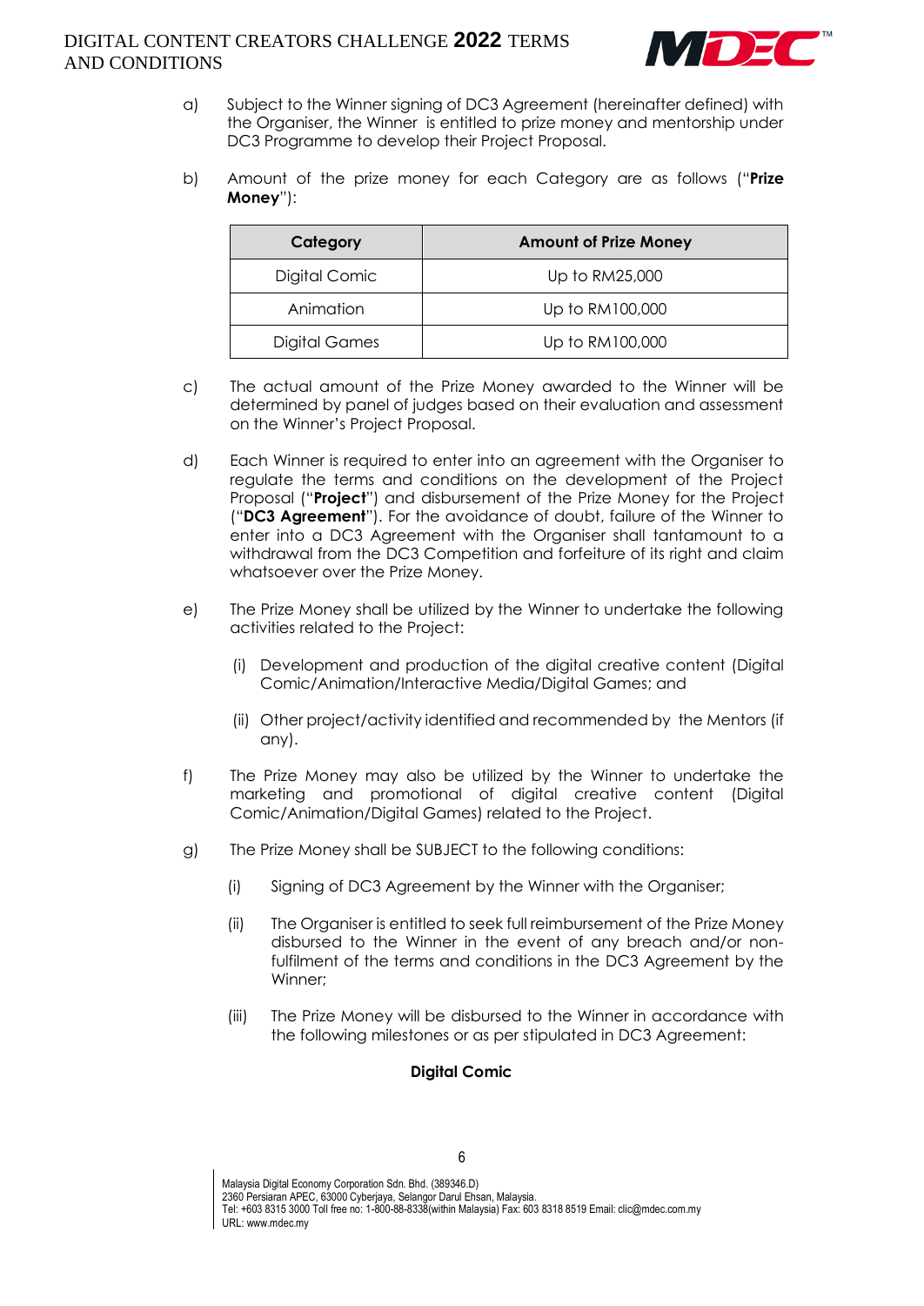a) Subject to the Winner signing of DC3 Agreement (hereinafter defined) with the Organiser, the Winner is entitled to prize money and mentorship under DC3 Programme to develop their Project Proposal.

b) Amount of the prize money for each Category are as follows ("**Prize Money**"):

| Category | Amount of Prize Money |
| --- | --- |
| Digital Comic | Up to RM25,000 |
| Animation | Up to RM100,000 |
| Digital Games | Up to RM100,000 |

c) The actual amount of the Prize Money awarded to the Winner will be determined by panel of judges based on their evaluation and assessment on the Winner's Project Proposal.

d) Each Winner is required to enter into an agreement with the Organiser to regulate the terms and conditions on the development of the Project Proposal ("**Project**") and disbursement of the Prize Money for the Project ("**DC3 Agreement**"). For the avoidance of doubt, failure of the Winner to enter into a DC3 Agreement with the Organiser shall tantamount to a withdrawal from the DC3 Competition and forfeiture of its right and claim whatsoever over the Prize Money.

e) The Prize Money shall be utilized by the Winner to undertake the following activities related to the Project:

   (i) Development and production of the digital creative content (Digital Comic/Animation/Interactive Media/Digital Games; and

   (ii) Other project/activity identified and recommended by the Mentors (if any).

f) The Prize Money may also be utilized by the Winner to undertake the marketing and promotional of digital creative content (Digital Comic/Animation/Digital Games) related to the Project.

g) The Prize Money shall be SUBJECT to the following conditions:

   (i) Signing of DC3 Agreement by the Winner with the Organiser;

   (ii) The Organiser is entitled to seek full reimbursement of the Prize Money disbursed to the Winner in the event of any breach and/or non-fulfilment of the terms and conditions in the DC3 Agreement by the Winner;

   (iii) The Prize Money will be disbursed to the Winner in accordance with the following milestones or as per stipulated in DC3 Agreement:

**Digital Comic**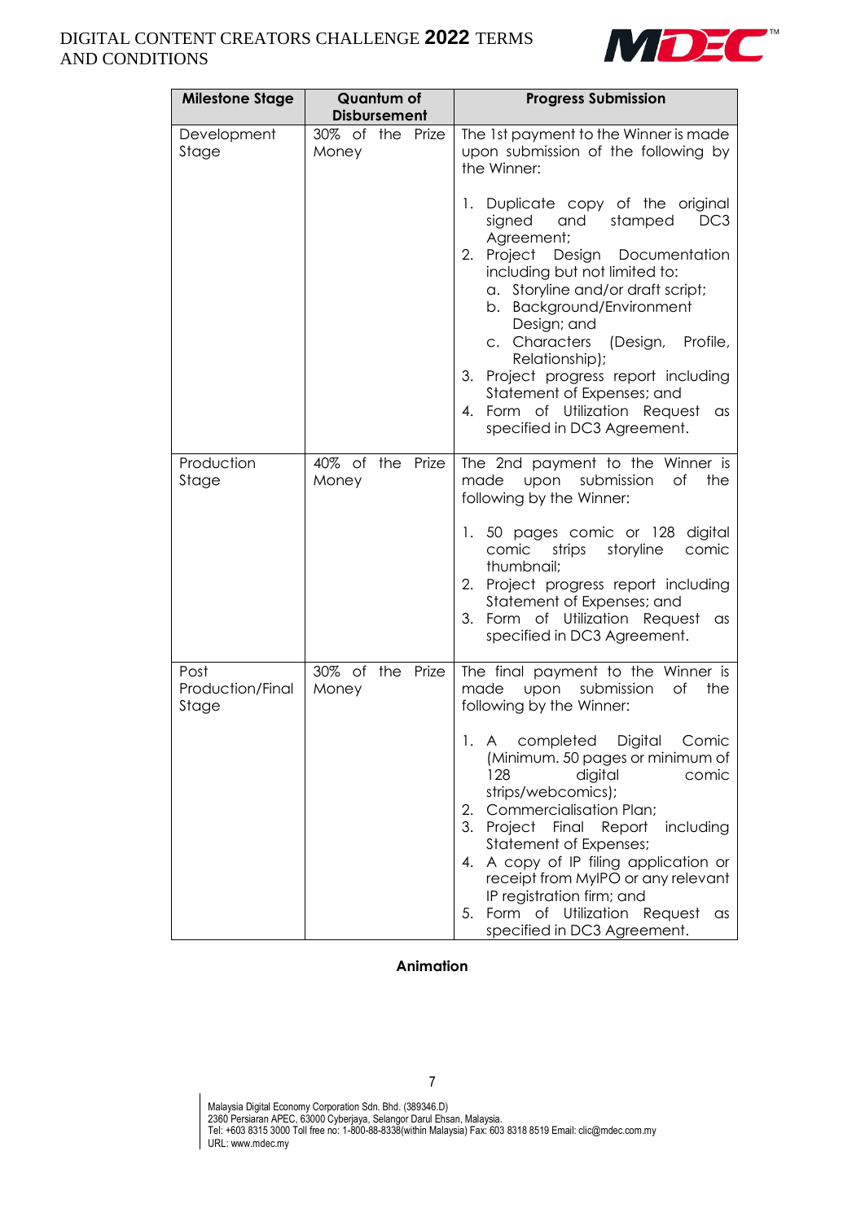| Milestone Stage | Quantum of Disbursement | Progress Submission |
|---|---|---|
| Development Stage | 30% of the Prize Money | The 1st payment to the Winner is made upon submission of the following by the Winner:<br><br>1. Duplicate copy of the original signed and stamped DC3 Agreement;<br>2. Project Design Documentation including but not limited to:<br>a. Storyline and/or draft script;<br>b. Background/Environment Design; and<br>c. Characters (Design, Profile, Relationship);<br>3. Project progress report including Statement of Expenses; and<br>4. Form of Utilization Request as specified in DC3 Agreement. |
| Production Stage | 40% of the Prize Money | The 2nd payment to the Winner is made upon submission of the following by the Winner:<br><br>1. 50 pages comic or 128 digital comic strips storyline comic thumbnail;<br>2. Project progress report including Statement of Expenses; and<br>3. Form of Utilization Request as specified in DC3 Agreement. |
| Post Production/Final Stage | 30% of the Prize Money | The final payment to the Winner is made upon submission of the following by the Winner:<br><br>1. A completed Digital Comic (Minimum. 50 pages or minimum of 128 digital comic strips/webcomics);<br>2. Commercialisation Plan;<br>3. Project Final Report including Statement of Expenses;<br>4. A copy of IP filing application or receipt from MyIPO or any relevant IP registration firm; and<br>5. Form of Utilization Request as specified in DC3 Agreement. |

**Animation**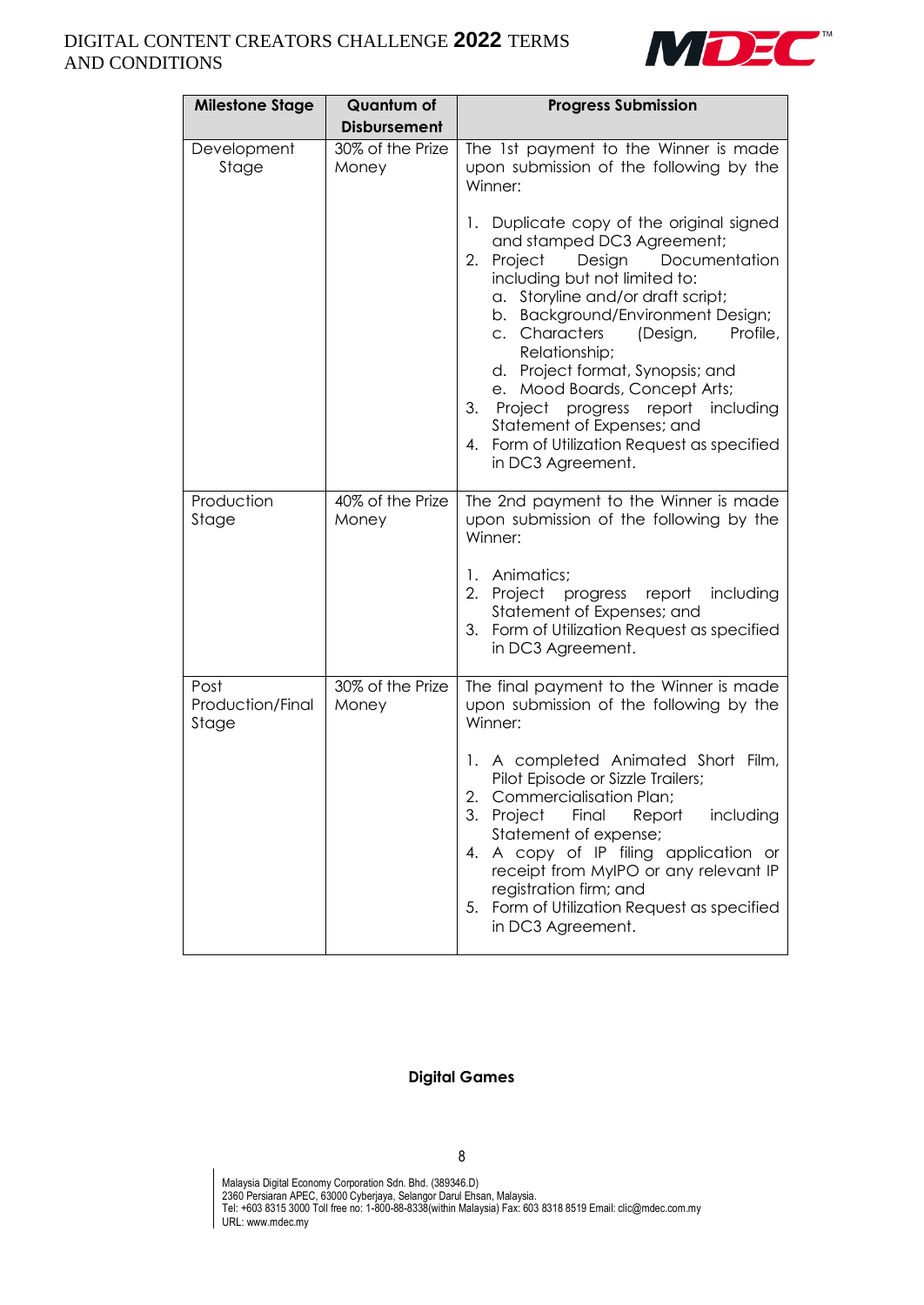| Milestone Stage | Quantum of Disbursement | Progress Submission |
|---|---|---|
| Development Stage | 30% of the Prize Money | The 1st payment to the Winner is made upon submission of the following by the Winner:<br><br>1. Duplicate copy of the original signed and stamped DC3 Agreement;<br>2. Project Design Documentation including but not limited to:<br>a. Storyline and/or draft script;<br>b. Background/Environment Design;<br>c. Characters (Design, Profile, Relationship;<br>d. Project format, Synopsis; and<br>e. Mood Boards, Concept Arts;<br>3. Project progress report including Statement of Expenses; and<br>4. Form of Utilization Request as specified in DC3 Agreement. |
| Production Stage | 40% of the Prize Money | The 2nd payment to the Winner is made upon submission of the following by the Winner:<br><br>1. Animatics;<br>2. Project progress report including Statement of Expenses; and<br>3. Form of Utilization Request as specified in DC3 Agreement. |
| Post Production/Final Stage | 30% of the Prize Money | The final payment to the Winner is made upon submission of the following by the Winner:<br><br>1. A completed Animated Short Film, Pilot Episode or Sizzle Trailers;<br>2. Commercialisation Plan;<br>3. Project Final Report including Statement of expense;<br>4. A copy of IP filing application or receipt from MyIPO or any relevant IP registration firm; and<br>5. Form of Utilization Request as specified in DC3 Agreement. |

**Digital Games**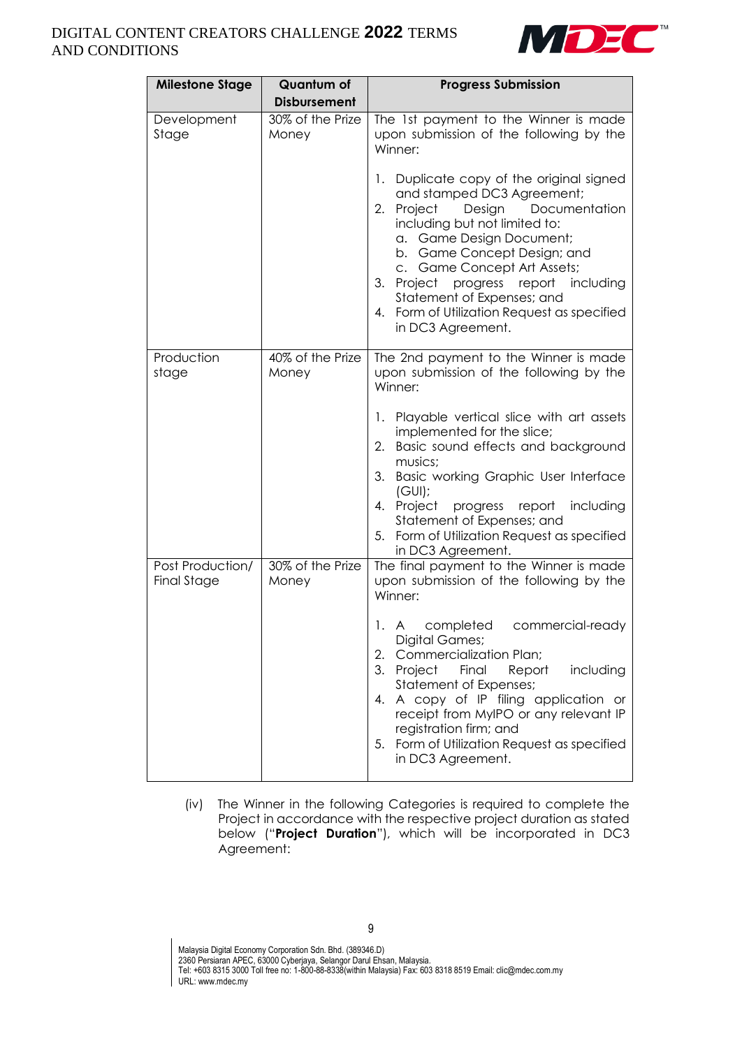| Milestone Stage | Quantum of Disbursement | Progress Submission |
|---|---|---|
| Development Stage | 30% of the Prize Money | The 1st payment to the Winner is made upon submission of the following by the Winner:<br><br>1. Duplicate copy of the original signed and stamped DC3 Agreement;<br>2. Project Design Documentation including but not limited to:<br>a. Game Design Document;<br>b. Game Concept Design; and<br>c. Game Concept Art Assets;<br>3. Project progress report including Statement of Expenses; and<br>4. Form of Utilization Request as specified in DC3 Agreement. |
| Production stage | 40% of the Prize Money | The 2nd payment to the Winner is made upon submission of the following by the Winner:<br><br>1. Playable vertical slice with art assets implemented for the slice;<br>2. Basic sound effects and background musics;<br>3. Basic working Graphic User Interface (GUI);<br>4. Project progress report including Statement of Expenses; and<br>5. Form of Utilization Request as specified in DC3 Agreement. |
| Post Production/ Final Stage | 30% of the Prize Money | The final payment to the Winner is made upon submission of the following by the Winner:<br><br>1. A completed commercial-ready Digital Games;<br>2. Commercialization Plan;<br>3. Project Final Report including Statement of Expenses;<br>4. A copy of IP filing application or receipt from MyIPO or any relevant IP registration firm; and<br>5. Form of Utilization Request as specified in DC3 Agreement. |

(iv) The Winner in the following Categories is required to complete the Project in accordance with the respective project duration as stated below ("**Project Duration**"), which will be incorporated in DC3 Agreement: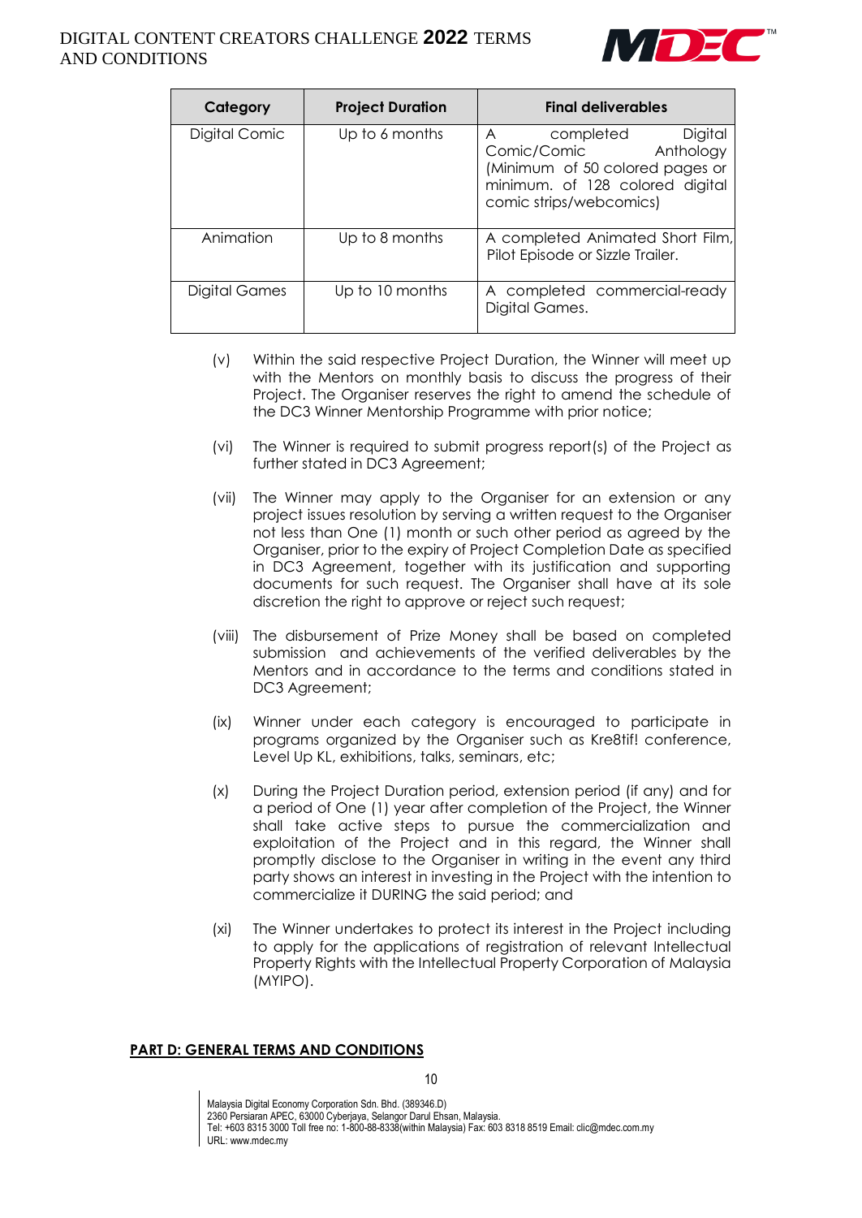| Category | Project Duration | Final deliverables |
| --- | --- | --- |
| Digital Comic | Up to 6 months | A completed Digital Comic/Comic Anthology (Minimum of 50 colored pages or minimum. of 128 colored digital comic strips/webcomics) |
| Animation | Up to 8 months | A completed Animated Short Film, Pilot Episode or Sizzle Trailer. |
| Digital Games | Up to 10 months | A completed commercial-ready Digital Games. |

(v) Within the said respective Project Duration, the Winner will meet up with the Mentors on monthly basis to discuss the progress of their Project. The Organiser reserves the right to amend the schedule of the DC3 Winner Mentorship Programme with prior notice;

(vi) The Winner is required to submit progress report(s) of the Project as further stated in DC3 Agreement;

(vii) The Winner may apply to the Organiser for an extension or any project issues resolution by serving a written request to the Organiser not less than One (1) month or such other period as agreed by the Organiser, prior to the expiry of Project Completion Date as specified in DC3 Agreement, together with its justification and supporting documents for such request. The Organiser shall have at its sole discretion the right to approve or reject such request;

(viii) The disbursement of Prize Money shall be based on completed submission and achievements of the verified deliverables by the Mentors and in accordance to the terms and conditions stated in DC3 Agreement;

(ix) Winner under each category is encouraged to participate in programs organized by the Organiser such as Kre8tif! conference, Level Up KL, exhibitions, talks, seminars, etc;

(x) During the Project Duration period, extension period (if any) and for a period of One (1) year after completion of the Project, the Winner shall take active steps to pursue the commercialization and exploitation of the Project and in this regard, the Winner shall promptly disclose to the Organiser in writing in the event any third party shows an interest in investing in the Project with the intention to commercialize it DURING the said period; and

(xi) The Winner undertakes to protect its interest in the Project including to apply for the applications of registration of relevant Intellectual Property Rights with the Intellectual Property Corporation of Malaysia (MYIPO).

**PART D: GENERAL TERMS AND CONDITIONS**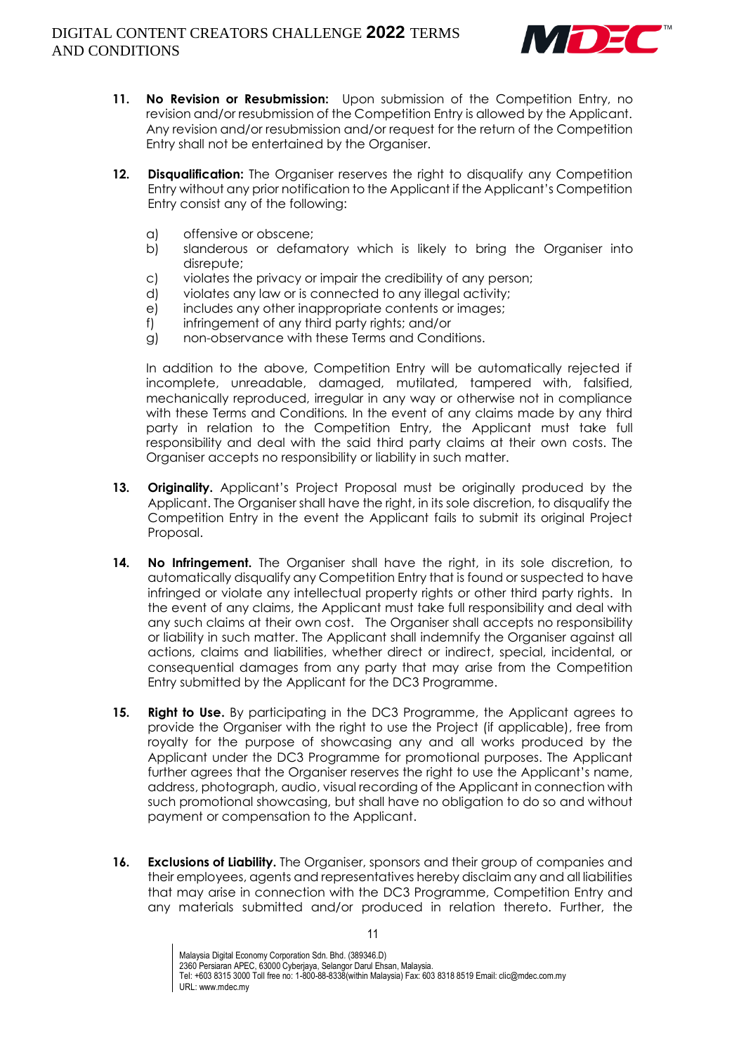11. **No Revision or Resubmission:** Upon submission of the Competition Entry, no revision and/or resubmission of the Competition Entry is allowed by the Applicant. Any revision and/or resubmission and/or request for the return of the Competition Entry shall not be entertained by the Organiser.

12. **Disqualification:** The Organiser reserves the right to disqualify any Competition Entry without any prior notification to the Applicant if the Applicant's Competition Entry consist any of the following:

    a) offensive or obscene;
    b) slanderous or defamatory which is likely to bring the Organiser into disrepute;
    c) violates the privacy or impair the credibility of any person;
    d) violates any law or is connected to any illegal activity;
    e) includes any other inappropriate contents or images;
    f) infringement of any third party rights; and/or
    g) non-observance with these Terms and Conditions.

    In addition to the above, Competition Entry will be automatically rejected if incomplete, unreadable, damaged, mutilated, tampered with, falsified, mechanically reproduced, irregular in any way or otherwise not in compliance with these Terms and Conditions. In the event of any claims made by any third party in relation to the Competition Entry, the Applicant must take full responsibility and deal with the said third party claims at their own costs. The Organiser accepts no responsibility or liability in such matter.

13. **Originality.** Applicant's Project Proposal must be originally produced by the Applicant. The Organiser shall have the right, in its sole discretion, to disqualify the Competition Entry in the event the Applicant fails to submit its original Project Proposal.

14. **No Infringement.** The Organiser shall have the right, in its sole discretion, to automatically disqualify any Competition Entry that is found or suspected to have infringed or violate any intellectual property rights or other third party rights. In the event of any claims, the Applicant must take full responsibility and deal with any such claims at their own cost. The Organiser shall accepts no responsibility or liability in such matter. The Applicant shall indemnify the Organiser against all actions, claims and liabilities, whether direct or indirect, special, incidental, or consequential damages from any party that may arise from the Competition Entry submitted by the Applicant for the DC3 Programme.

15. **Right to Use.** By participating in the DC3 Programme, the Applicant agrees to provide the Organiser with the right to use the Project (if applicable), free from royalty for the purpose of showcasing any and all works produced by the Applicant under the DC3 Programme for promotional purposes. The Applicant further agrees that the Organiser reserves the right to use the Applicant's name, address, photograph, audio, visual recording of the Applicant in connection with such promotional showcasing, but shall have no obligation to do so and without payment or compensation to the Applicant.

16. **Exclusions of Liability.** The Organiser, sponsors and their group of companies and their employees, agents and representatives hereby disclaim any and all liabilities that may arise in connection with the DC3 Programme, Competition Entry and any materials submitted and/or produced in relation thereto. Further, the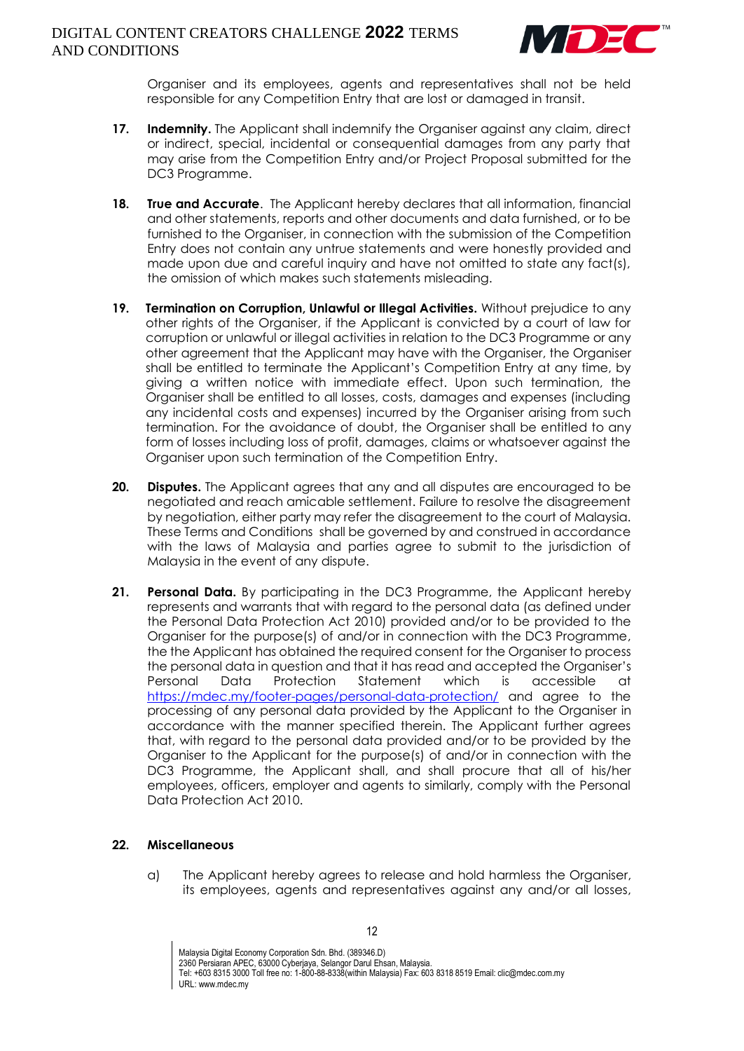Organiser and its employees, agents and representatives shall not be held responsible for any Competition Entry that are lost or damaged in transit.

17. **Indemnity.** The Applicant shall indemnify the Organiser against any claim, direct or indirect, special, incidental or consequential damages from any party that may arise from the Competition Entry and/or Project Proposal submitted for the DC3 Programme.

18. **True and Accurate**. The Applicant hereby declares that all information, financial and other statements, reports and other documents and data furnished, or to be furnished to the Organiser, in connection with the submission of the Competition Entry does not contain any untrue statements and were honestly provided and made upon due and careful inquiry and have not omitted to state any fact(s), the omission of which makes such statements misleading.

19. **Termination on Corruption, Unlawful or Illegal Activities.** Without prejudice to any other rights of the Organiser, if the Applicant is convicted by a court of law for corruption or unlawful or illegal activities in relation to the DC3 Programme or any other agreement that the Applicant may have with the Organiser, the Organiser shall be entitled to terminate the Applicant's Competition Entry at any time, by giving a written notice with immediate effect. Upon such termination, the Organiser shall be entitled to all losses, costs, damages and expenses (including any incidental costs and expenses) incurred by the Organiser arising from such termination. For the avoidance of doubt, the Organiser shall be entitled to any form of losses including loss of profit, damages, claims or whatsoever against the Organiser upon such termination of the Competition Entry.

20. **Disputes.** The Applicant agrees that any and all disputes are encouraged to be negotiated and reach amicable settlement. Failure to resolve the disagreement by negotiation, either party may refer the disagreement to the court of Malaysia. These Terms and Conditions shall be governed by and construed in accordance with the laws of Malaysia and parties agree to submit to the jurisdiction of Malaysia in the event of any dispute.

21. **Personal Data.** By participating in the DC3 Programme, the Applicant hereby represents and warrants that with regard to the personal data (as defined under the Personal Data Protection Act 2010) provided and/or to be provided to the Organiser for the purpose(s) of and/or in connection with the DC3 Programme, the the Applicant has obtained the required consent for the Organiser to process the personal data in question and that it has read and accepted the Organiser's Personal Data Protection Statement which is accessible at https://mdec.my/footer-pages/personal-data-protection/ and agree to the processing of any personal data provided by the Applicant to the Organiser in accordance with the manner specified therein. The Applicant further agrees that, with regard to the personal data provided and/or to be provided by the Organiser to the Applicant for the purpose(s) of and/or in connection with the DC3 Programme, the Applicant shall, and shall procure that all of his/her employees, officers, employer and agents to similarly, comply with the Personal Data Protection Act 2010.

22. **Miscellaneous**

    a) The Applicant hereby agrees to release and hold harmless the Organiser, its employees, agents and representatives against any and/or all losses,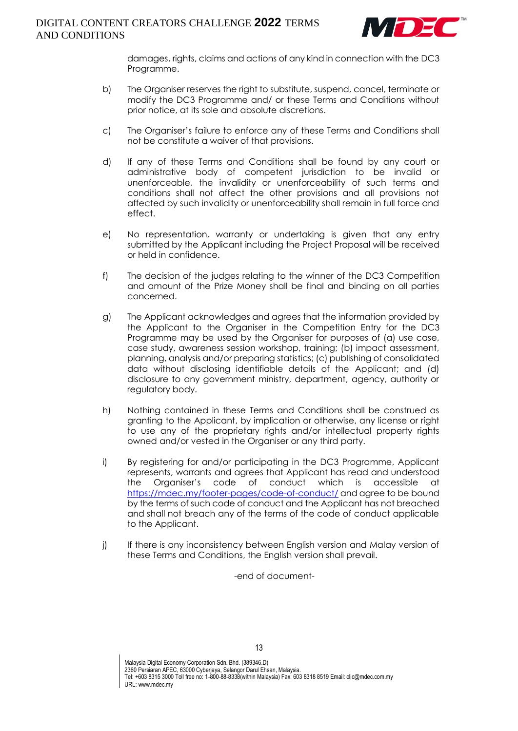damages, rights, claims and actions of any kind in connection with the DC3 Programme.

b) The Organiser reserves the right to substitute, suspend, cancel, terminate or modify the DC3 Programme and/ or these Terms and Conditions without prior notice, at its sole and absolute discretions.

c) The Organiser's failure to enforce any of these Terms and Conditions shall not be constitute a waiver of that provisions.

d) If any of these Terms and Conditions shall be found by any court or administrative body of competent jurisdiction to be invalid or unenforceable, the invalidity or unenforceability of such terms and conditions shall not affect the other provisions and all provisions not affected by such invalidity or unenforceability shall remain in full force and effect.

e) No representation, warranty or undertaking is given that any entry submitted by the Applicant including the Project Proposal will be received or held in confidence.

f) The decision of the judges relating to the winner of the DC3 Competition and amount of the Prize Money shall be final and binding on all parties concerned.

g) The Applicant acknowledges and agrees that the information provided by the Applicant to the Organiser in the Competition Entry for the DC3 Programme may be used by the Organiser for purposes of (a) use case, case study, awareness session workshop, training; (b) impact assessment, planning, analysis and/or preparing statistics; (c) publishing of consolidated data without disclosing identifiable details of the Applicant; and (d) disclosure to any government ministry, department, agency, authority or regulatory body.

h) Nothing contained in these Terms and Conditions shall be construed as granting to the Applicant, by implication or otherwise, any license or right to use any of the proprietary rights and/or intellectual property rights owned and/or vested in the Organiser or any third party.

i) By registering for and/or participating in the DC3 Programme, Applicant represents, warrants and agrees that Applicant has read and understood the Organiser's code of conduct which is accessible at https://mdec.my/footer-pages/code-of-conduct/ and agree to be bound by the terms of such code of conduct and the Applicant has not breached and shall not breach any of the terms of the code of conduct applicable to the Applicant.

j) If there is any inconsistency between English version and Malay version of these Terms and Conditions, the English version shall prevail.

-end of document-